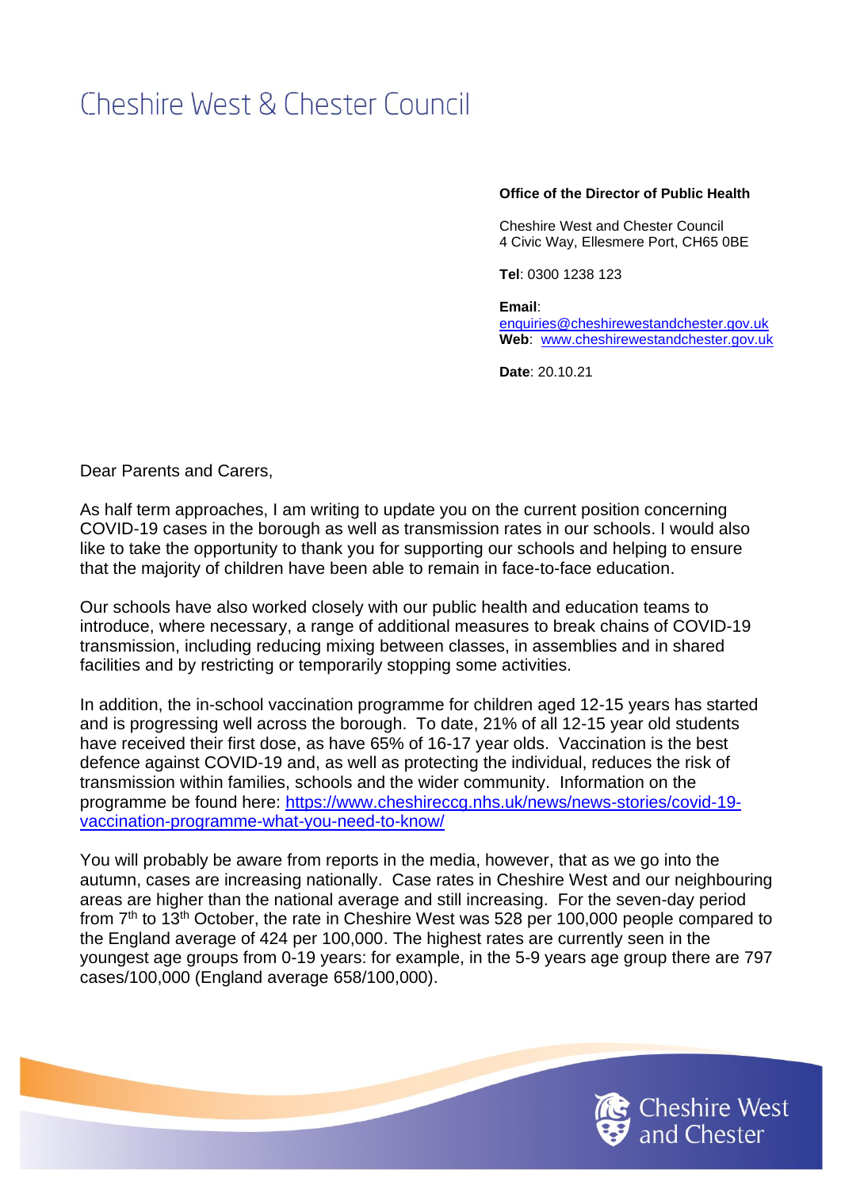# Cheshire West & Chester Council

**Office of the Director of Public Health**

Cheshire West and Chester Council
4 Civic Way, Ellesmere Port, CH65 0BE

**Tel**: 0300 1238 123

**Email**:
enquiries@cheshirewestandchester.gov.uk
**Web**: www.cheshirewestandchester.gov.uk

**Date**: 20.10.21

Dear Parents and Carers,

As half term approaches, I am writing to update you on the current position concerning COVID-19 cases in the borough as well as transmission rates in our schools. I would also like to take the opportunity to thank you for supporting our schools and helping to ensure that the majority of children have been able to remain in face-to-face education.

Our schools have also worked closely with our public health and education teams to introduce, where necessary, a range of additional measures to break chains of COVID-19 transmission, including reducing mixing between classes, in assemblies and in shared facilities and by restricting or temporarily stopping some activities.

In addition, the in-school vaccination programme for children aged 12-15 years has started and is progressing well across the borough. To date, 21% of all 12-15 year old students have received their first dose, as have 65% of 16-17 year olds. Vaccination is the best defence against COVID-19 and, as well as protecting the individual, reduces the risk of transmission within families, schools and the wider community. Information on the programme be found here: https://www.cheshireccg.nhs.uk/news/news-stories/covid-19-vaccination-programme-what-you-need-to-know/

You will probably be aware from reports in the media, however, that as we go into the autumn, cases are increasing nationally. Case rates in Cheshire West and our neighbouring areas are higher than the national average and still increasing. For the seven-day period from 7th to 13th October, the rate in Cheshire West was 528 per 100,000 people compared to the England average of 424 per 100,000. The highest rates are currently seen in the youngest age groups from 0-19 years: for example, in the 5-9 years age group there are 797 cases/100,000 (England average 658/100,000).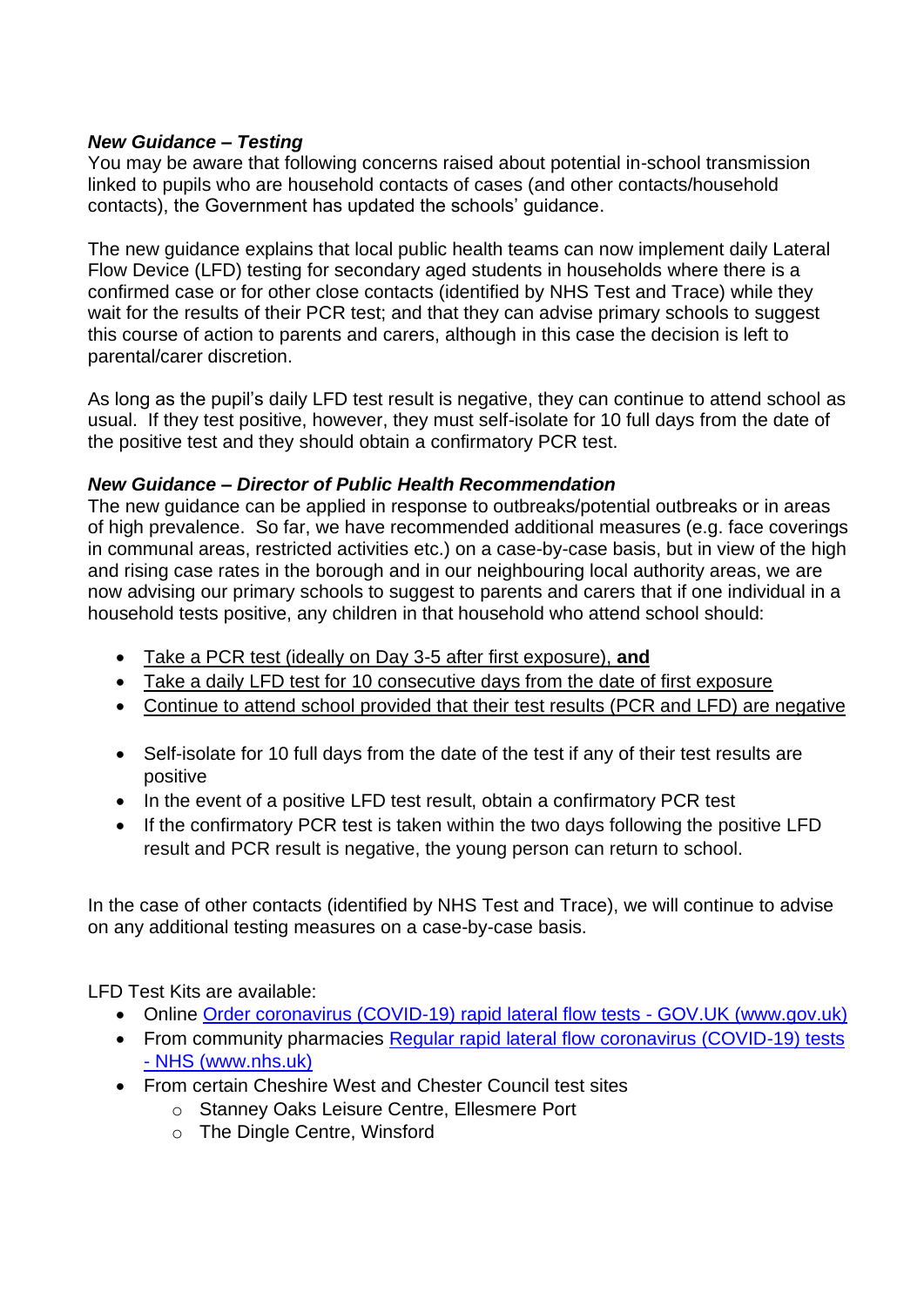***New Guidance – Testing***

You may be aware that following concerns raised about potential in-school transmission linked to pupils who are household contacts of cases (and other contacts/household contacts), the Government has updated the schools' guidance.

The new guidance explains that local public health teams can now implement daily Lateral Flow Device (LFD) testing for secondary aged students in households where there is a confirmed case or for other close contacts (identified by NHS Test and Trace) while they wait for the results of their PCR test; and that they can advise primary schools to suggest this course of action to parents and carers, although in this case the decision is left to parental/carer discretion.

As long as the pupil's daily LFD test result is negative, they can continue to attend school as usual. If they test positive, however, they must self-isolate for 10 full days from the date of the positive test and they should obtain a confirmatory PCR test.

***New Guidance – Director of Public Health Recommendation***

The new guidance can be applied in response to outbreaks/potential outbreaks or in areas of high prevalence. So far, we have recommended additional measures (e.g. face coverings in communal areas, restricted activities etc.) on a case-by-case basis, but in view of the high and rising case rates in the borough and in our neighbouring local authority areas, we are now advising our primary schools to suggest to parents and carers that if one individual in a household tests positive, any children in that household who attend school should:

- Take a PCR test (ideally on Day 3-5 after first exposure), **and**
- Take a daily LFD test for 10 consecutive days from the date of first exposure
- Continue to attend school provided that their test results (PCR and LFD) are negative

- Self-isolate for 10 full days from the date of the test if any of their test results are positive
- In the event of a positive LFD test result, obtain a confirmatory PCR test
- If the confirmatory PCR test is taken within the two days following the positive LFD result and PCR result is negative, the young person can return to school.

In the case of other contacts (identified by NHS Test and Trace), we will continue to advise on any additional testing measures on a case-by-case basis.

LFD Test Kits are available:

- Online [Order coronavirus (COVID-19) rapid lateral flow tests - GOV.UK (www.gov.uk)]
- From community pharmacies [Regular rapid lateral flow coronavirus (COVID-19) tests - NHS (www.nhs.uk)]
- From certain Cheshire West and Chester Council test sites
  - Stanney Oaks Leisure Centre, Ellesmere Port
  - The Dingle Centre, Winsford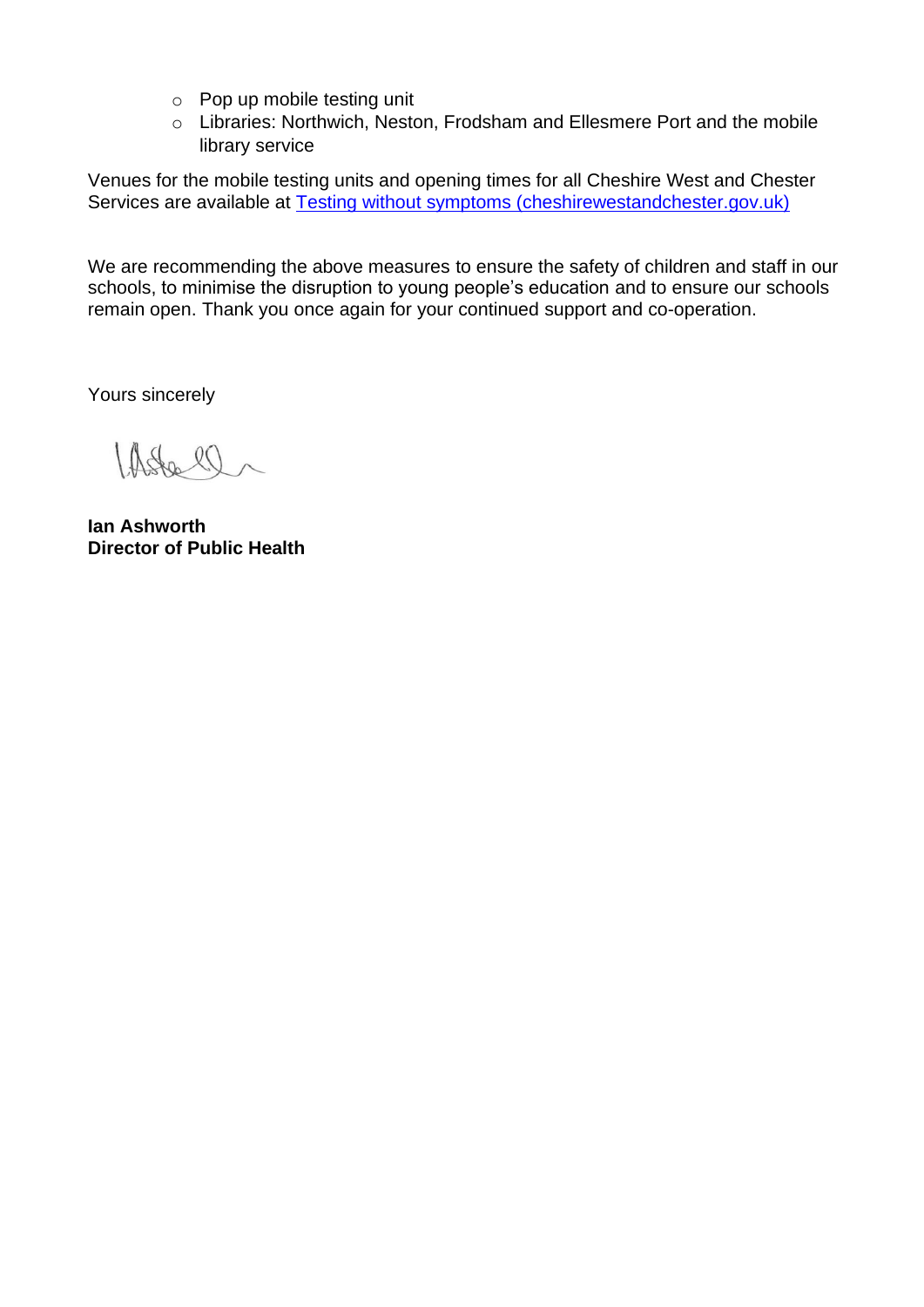- Pop up mobile testing unit
- Libraries: Northwich, Neston, Frodsham and Ellesmere Port and the mobile library service

Venues for the mobile testing units and opening times for all Cheshire West and Chester Services are available at [Testing without symptoms (cheshirewestandchester.gov.uk)]()

We are recommending the above measures to ensure the safety of children and staff in our schools, to minimise the disruption to young people's education and to ensure our schools remain open. Thank you once again for your continued support and co-operation.

Yours sincerely

**Ian Ashworth**
**Director of Public Health**